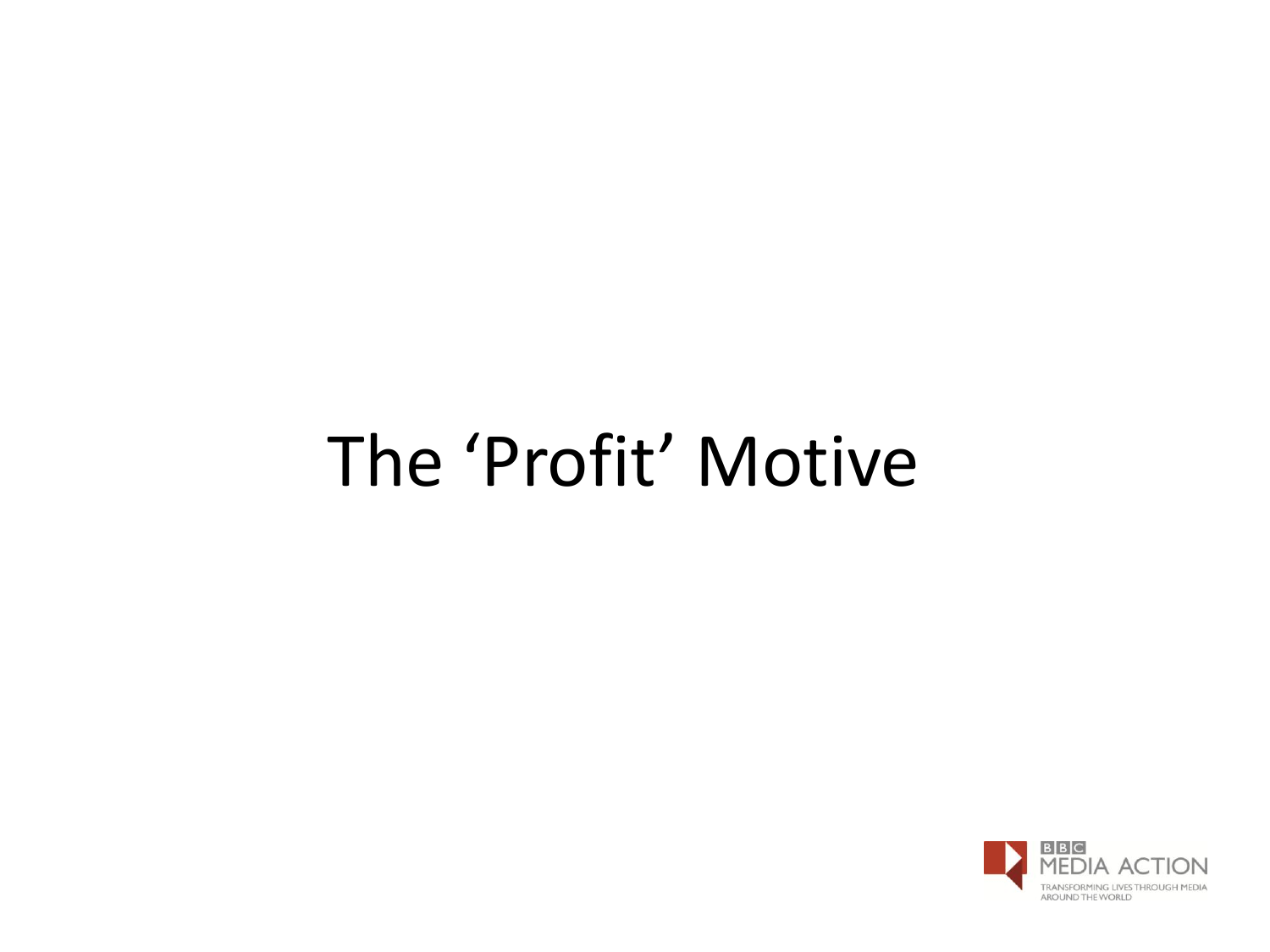# The ‘Profit’ Motive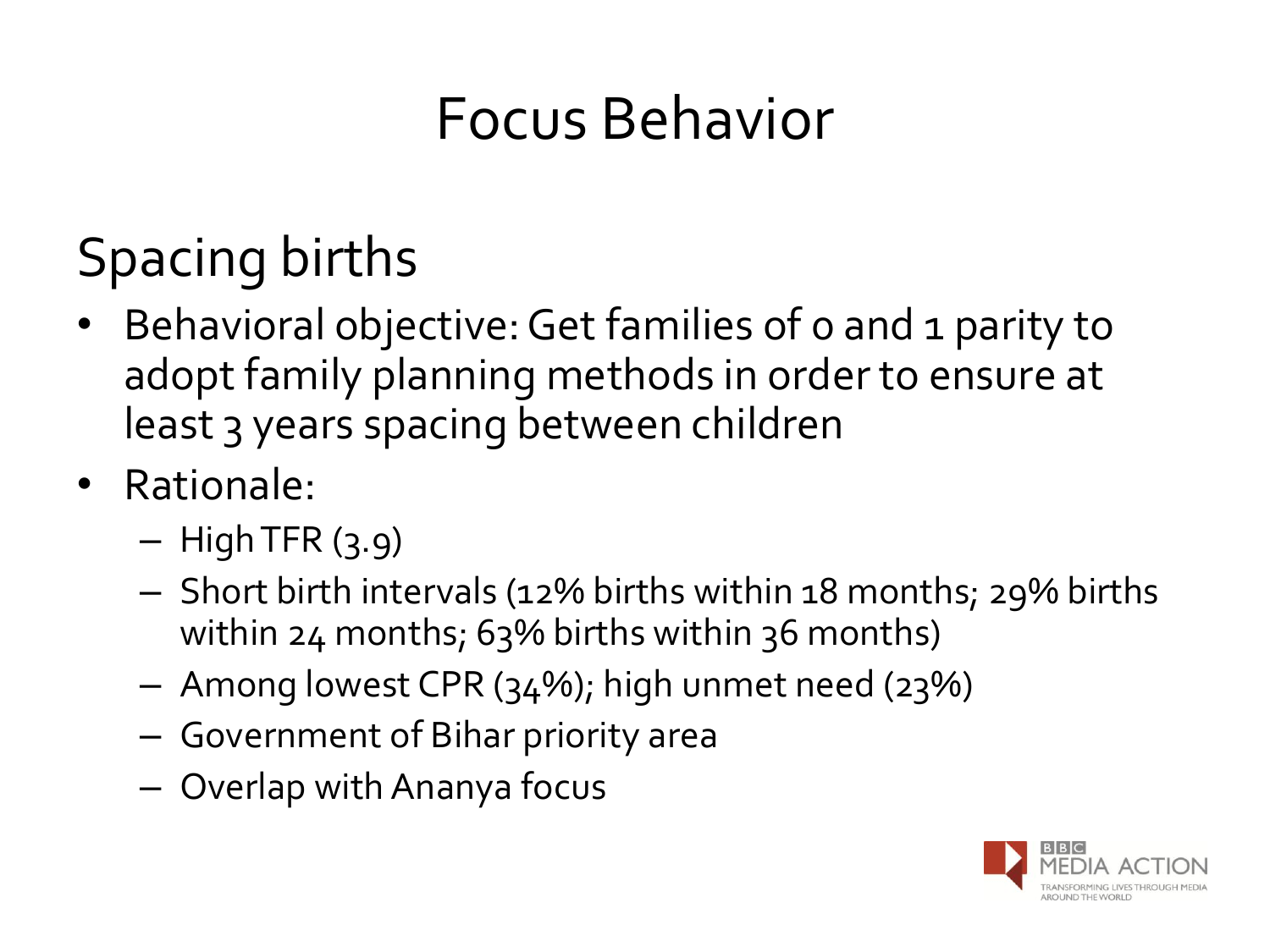# Focus Behavior

## Spacing births

- Behavioral objective: Get families of 0 and 1 parity to adopt family planning methods in order to ensure at least 3 years spacing between children
- Rationale:
  - High TFR (3.9)
  - Short birth intervals (12% births within 18 months; 29% births within 24 months; 63% births within 36 months)
  - Among lowest CPR (34%); high unmet need (23%)
  - Government of Bihar priority area
  - Overlap with Ananya focus

BBC MEDIA ACTION
TRANSFORMING LIVES THROUGH MEDIA AROUND THE WORLD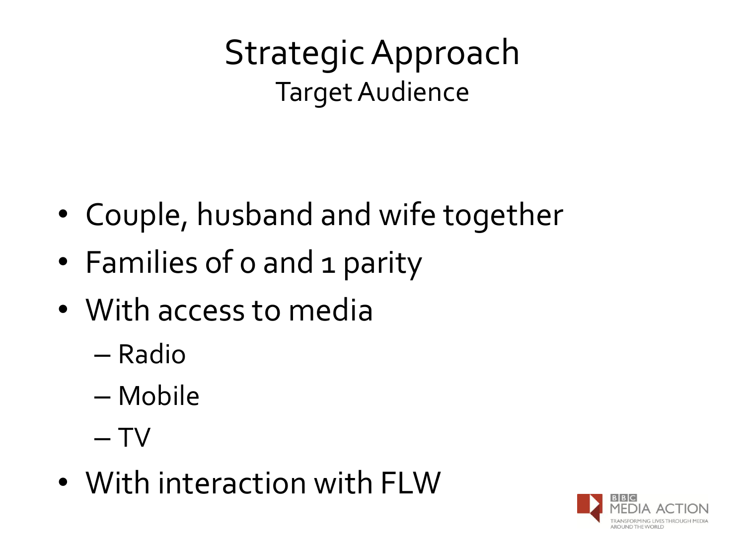# Strategic Approach

## Target Audience

- Couple, husband and wife together
- Families of 0 and 1 parity
- With access to media
  - Radio
  - Mobile
  - TV
- With interaction with FLW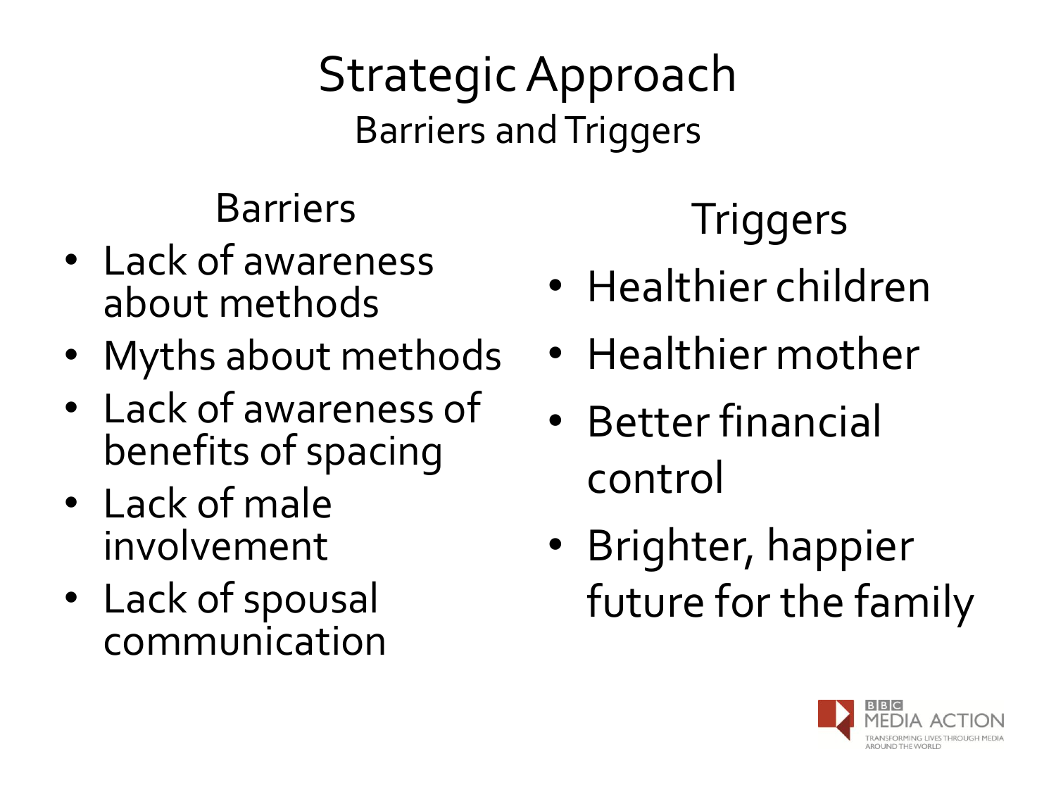# Strategic Approach

## Barriers and Triggers

### Barriers

- Lack of awareness about methods
- Myths about methods
- Lack of awareness of benefits of spacing
- Lack of male involvement
- Lack of spousal communication

### Triggers

- Healthier children
- Healthier mother
- Better financial control
- Brighter, happier future for the family

BBC MEDIA ACTION
TRANSFORMING LIVES THROUGH MEDIA AROUND THE WORLD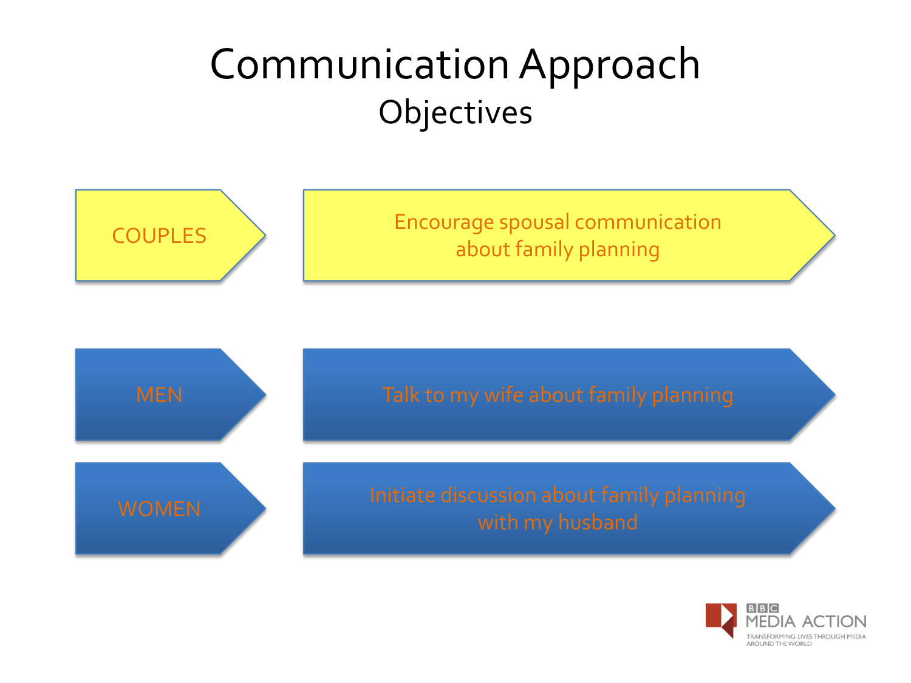# Communication Approach

## Objectives

| | |
|---|---|
| COUPLES | Encourage spousal communication about family planning |
| MEN | Talk to my wife about family planning |
| WOMEN | Initiate discussion about family planning with my husband |

BBC MEDIA ACTION
TRANSFORMING LIVES THROUGH MEDIA AROUND THE WORLD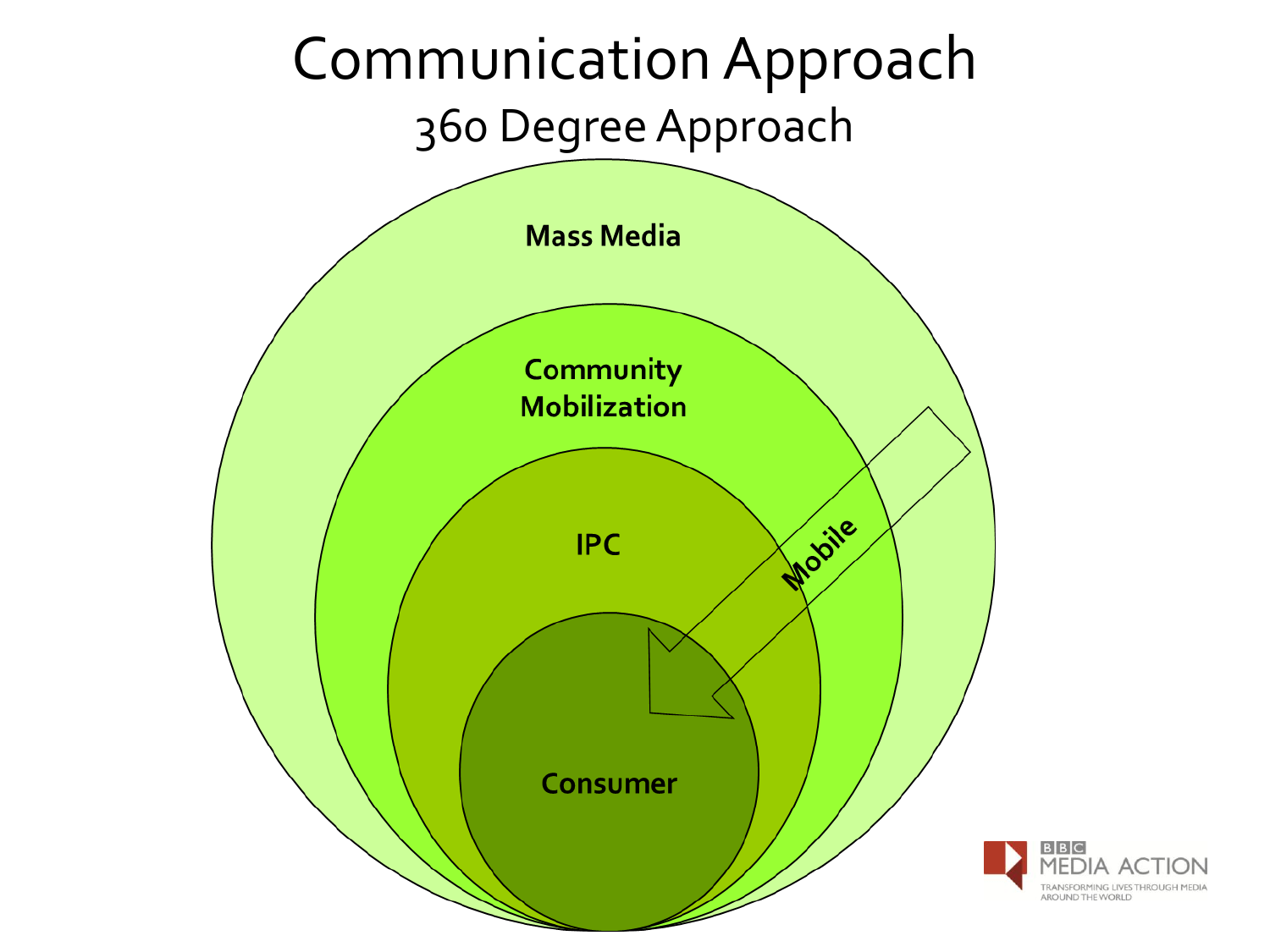# Communication Approach

## 360 Degree Approach

Mass Media

Community Mobilization

IPC

Mobile

Consumer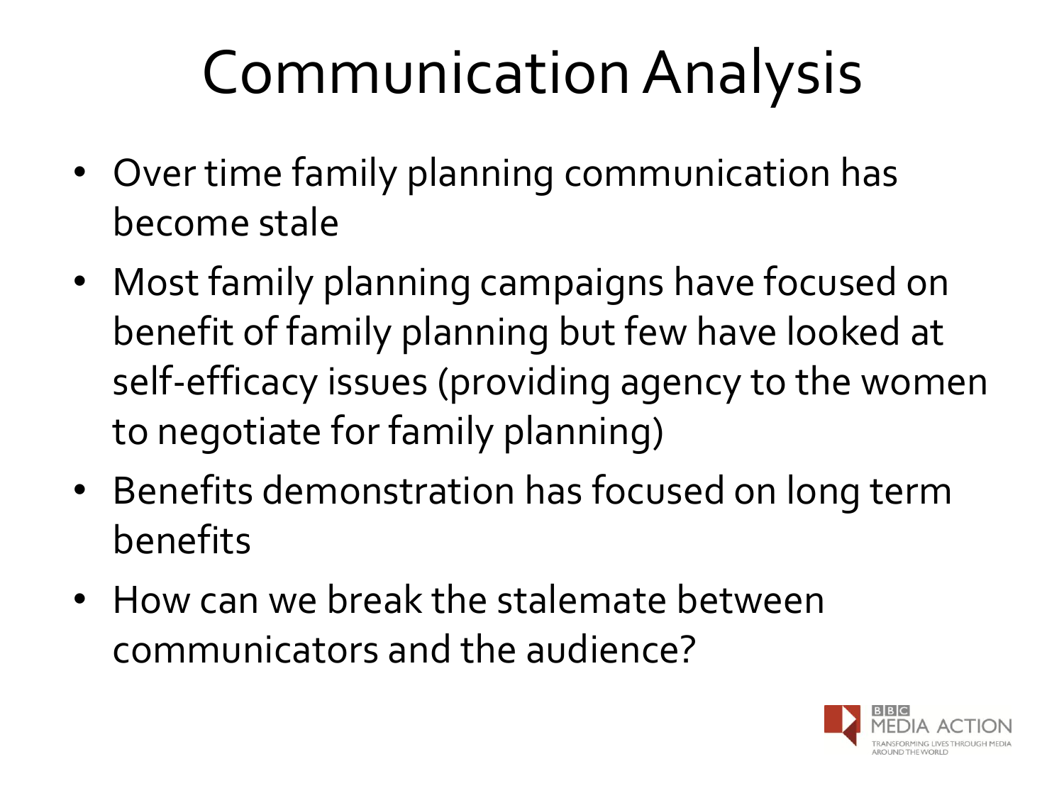# Communication Analysis

- Over time family planning communication has become stale
- Most family planning campaigns have focused on benefit of family planning but few have looked at self-efficacy issues (providing agency to the women to negotiate for family planning)
- Benefits demonstration has focused on long term benefits
- How can we break the stalemate between communicators and the audience?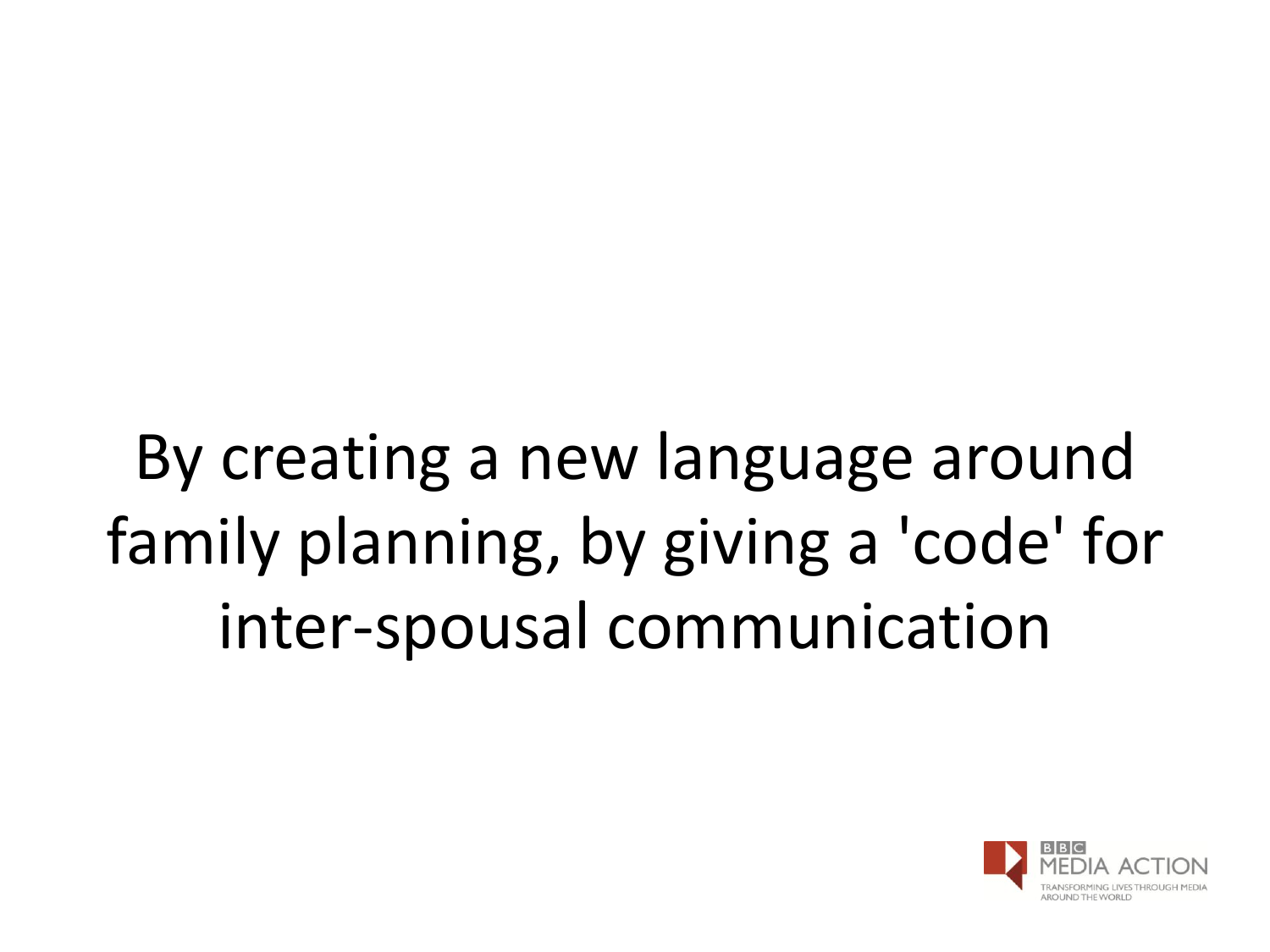By creating a new language around family planning, by giving a 'code' for inter-spousal communication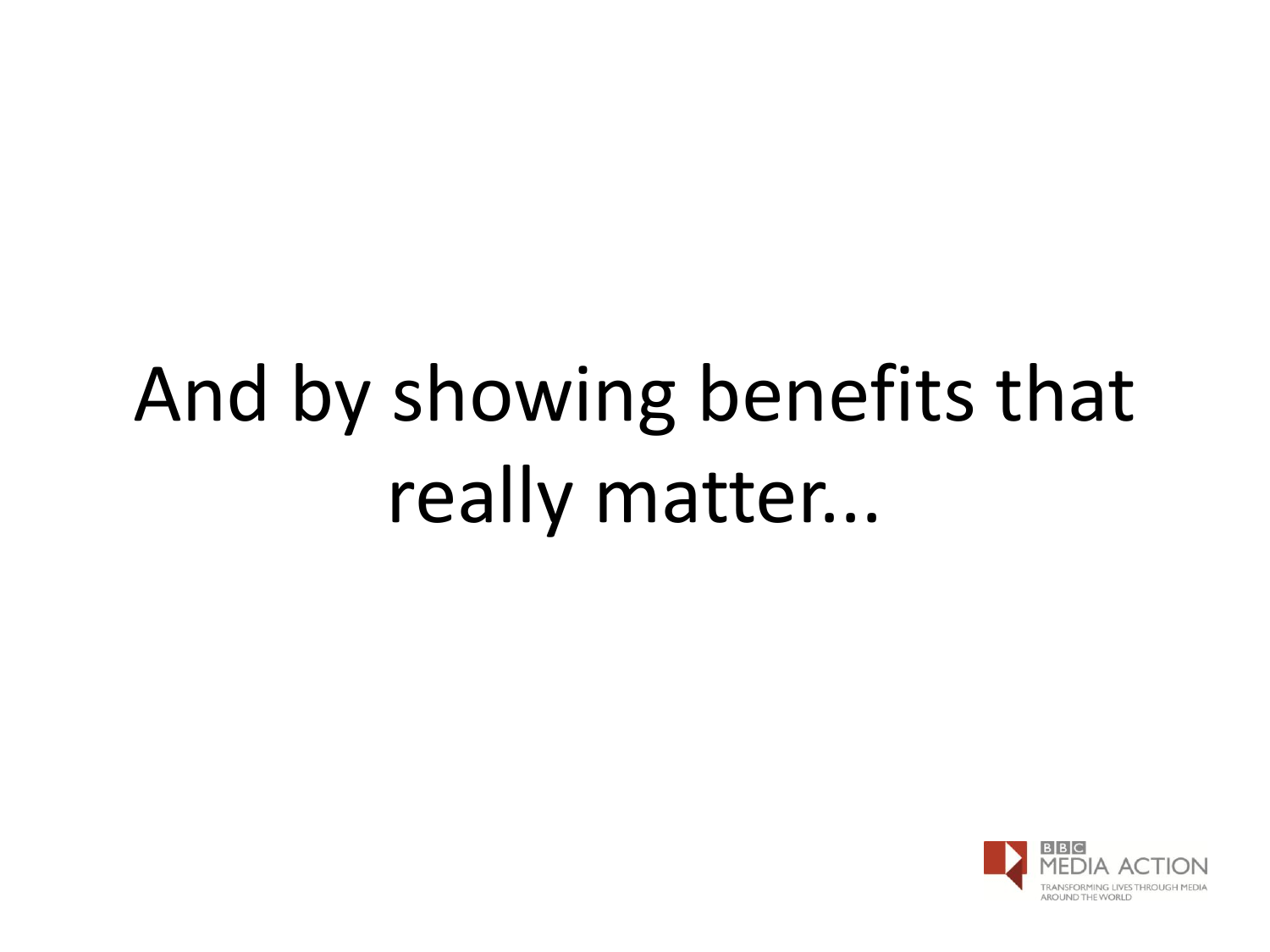And by showing benefits that really matter...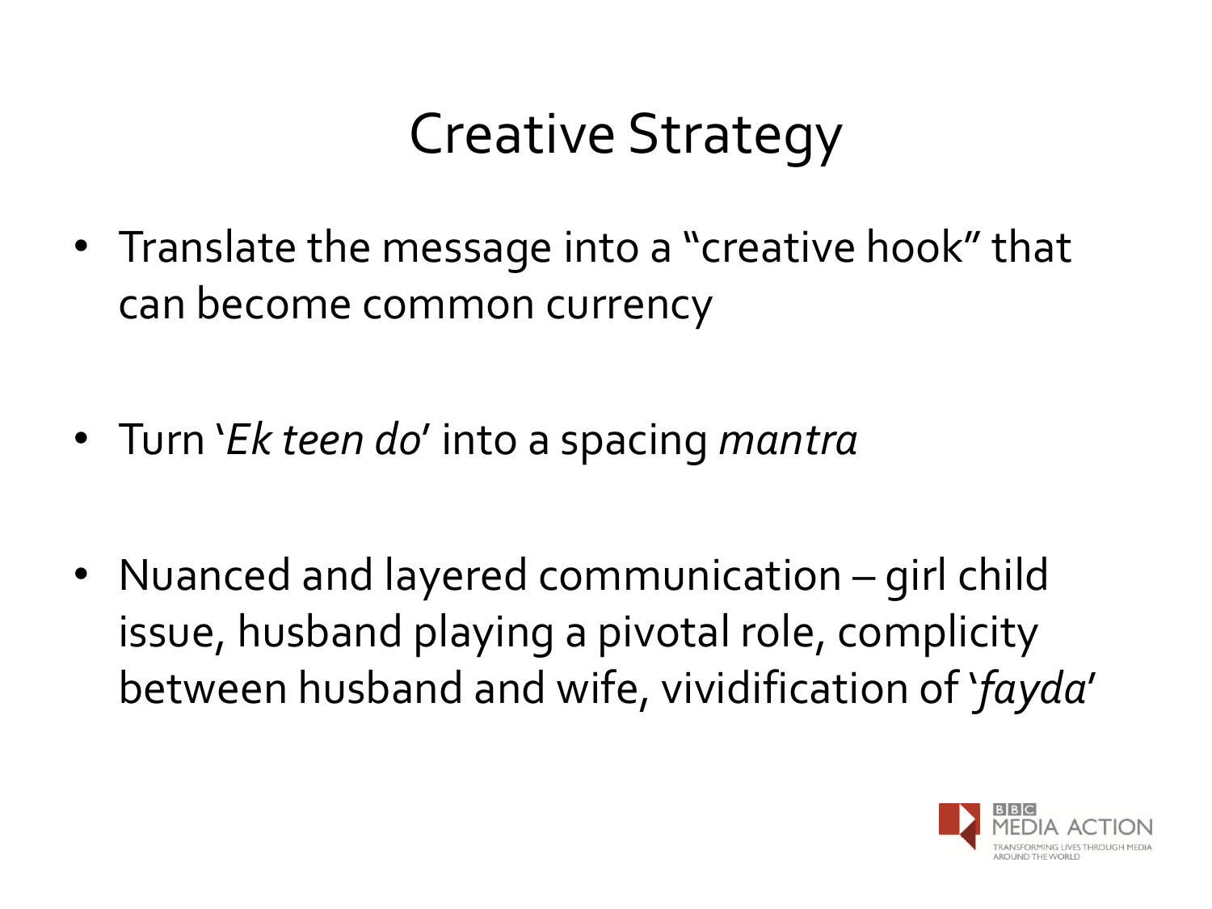# Creative Strategy

- Translate the message into a "creative hook" that can become common currency
- Turn '*Ek teen do*' into a spacing *mantra*
- Nuanced and layered communication – girl child issue, husband playing a pivotal role, complicity between husband and wife, vividification of '*fayda*'

BBC MEDIA ACTION
TRANSFORMING LIVES THROUGH MEDIA AROUND THE WORLD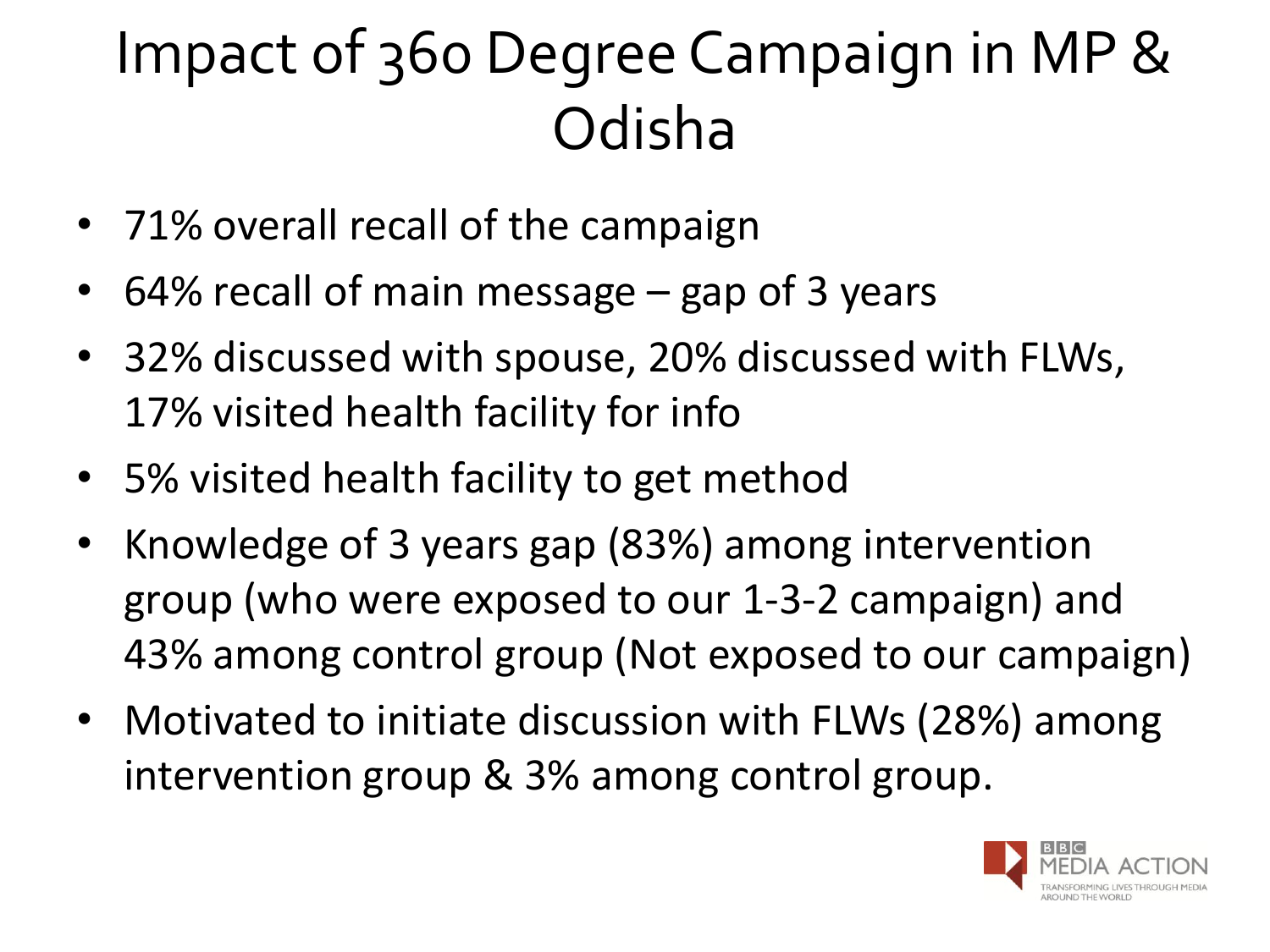# Impact of 360 Degree Campaign in MP & Odisha

- 71% overall recall of the campaign
- 64% recall of main message – gap of 3 years
- 32% discussed with spouse, 20% discussed with FLWs, 17% visited health facility for info
- 5% visited health facility to get method
- Knowledge of 3 years gap (83%) among intervention group (who were exposed to our 1-3-2 campaign) and 43% among control group (Not exposed to our campaign)
- Motivated to initiate discussion with FLWs (28%) among intervention group & 3% among control group.

BBC MEDIA ACTION
TRANSFORMING LIVES THROUGH MEDIA AROUND THE WORLD